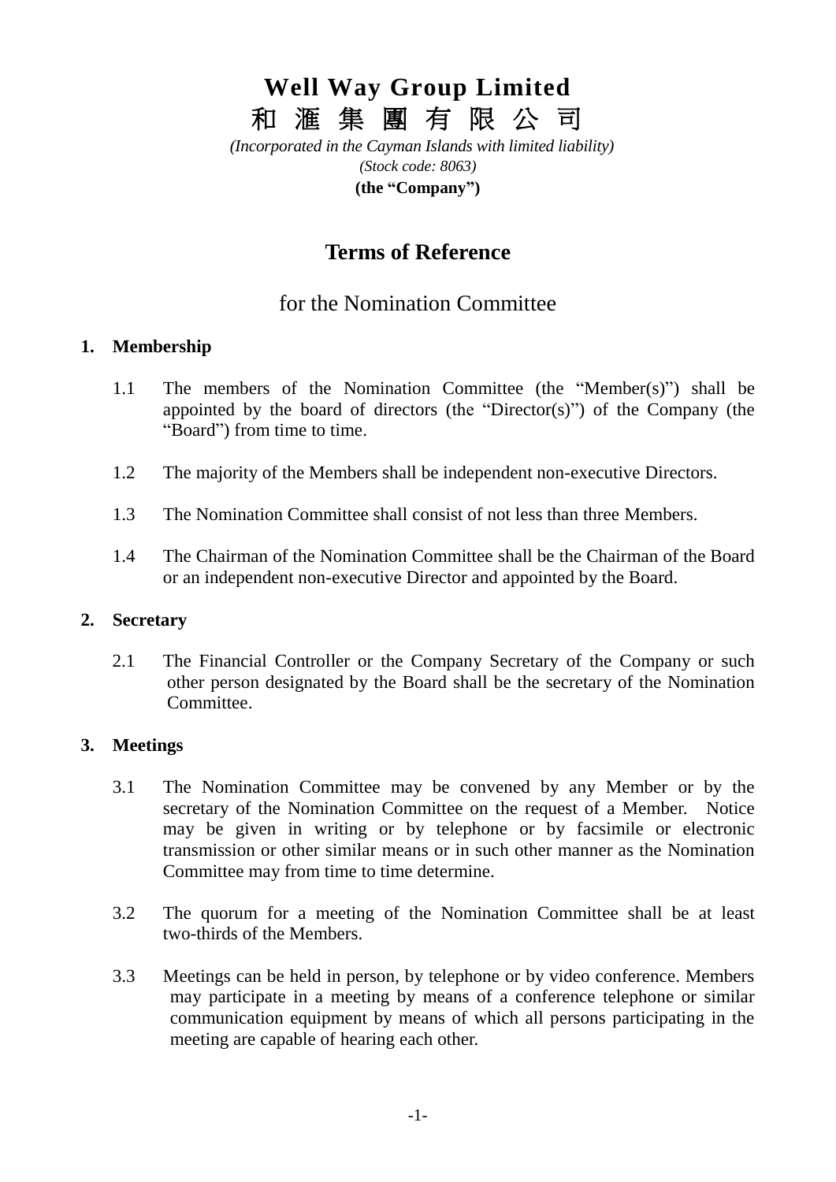# Well Way Group Limited

# 和 滙 集 團 有 限 公 司

*(Incorporated in the Cayman Islands with limited liability)*
*(Stock code: 8063)*
**(the "Company")**

## Terms of Reference

### for the Nomination Committee

**1. Membership**

1.1 The members of the Nomination Committee (the "Member(s)") shall be appointed by the board of directors (the "Director(s)") of the Company (the "Board") from time to time.

1.2 The majority of the Members shall be independent non-executive Directors.

1.3 The Nomination Committee shall consist of not less than three Members.

1.4 The Chairman of the Nomination Committee shall be the Chairman of the Board or an independent non-executive Director and appointed by the Board.

**2. Secretary**

2.1 The Financial Controller or the Company Secretary of the Company or such other person designated by the Board shall be the secretary of the Nomination Committee.

**3. Meetings**

3.1 The Nomination Committee may be convened by any Member or by the secretary of the Nomination Committee on the request of a Member. Notice may be given in writing or by telephone or by facsimile or electronic transmission or other similar means or in such other manner as the Nomination Committee may from time to time determine.

3.2 The quorum for a meeting of the Nomination Committee shall be at least two-thirds of the Members.

3.3 Meetings can be held in person, by telephone or by video conference. Members may participate in a meeting by means of a conference telephone or similar communication equipment by means of which all persons participating in the meeting are capable of hearing each other.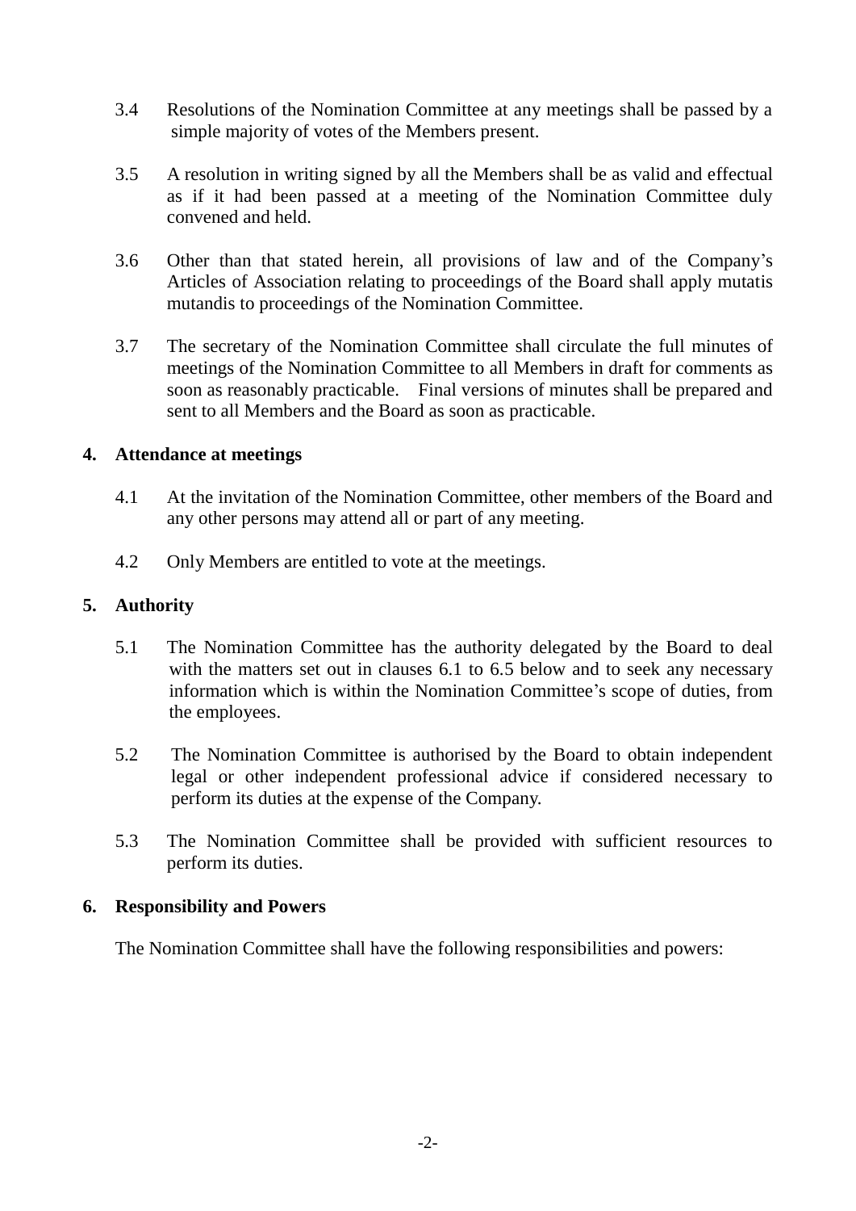3.4 Resolutions of the Nomination Committee at any meetings shall be passed by a simple majority of votes of the Members present.

3.5 A resolution in writing signed by all the Members shall be as valid and effectual as if it had been passed at a meeting of the Nomination Committee duly convened and held.

3.6 Other than that stated herein, all provisions of law and of the Company's Articles of Association relating to proceedings of the Board shall apply mutatis mutandis to proceedings of the Nomination Committee.

3.7 The secretary of the Nomination Committee shall circulate the full minutes of meetings of the Nomination Committee to all Members in draft for comments as soon as reasonably practicable. Final versions of minutes shall be prepared and sent to all Members and the Board as soon as practicable.

**4. Attendance at meetings**

4.1 At the invitation of the Nomination Committee, other members of the Board and any other persons may attend all or part of any meeting.

4.2 Only Members are entitled to vote at the meetings.

**5. Authority**

5.1 The Nomination Committee has the authority delegated by the Board to deal with the matters set out in clauses 6.1 to 6.5 below and to seek any necessary information which is within the Nomination Committee's scope of duties, from the employees.

5.2 The Nomination Committee is authorised by the Board to obtain independent legal or other independent professional advice if considered necessary to perform its duties at the expense of the Company.

5.3 The Nomination Committee shall be provided with sufficient resources to perform its duties.

**6. Responsibility and Powers**

The Nomination Committee shall have the following responsibilities and powers: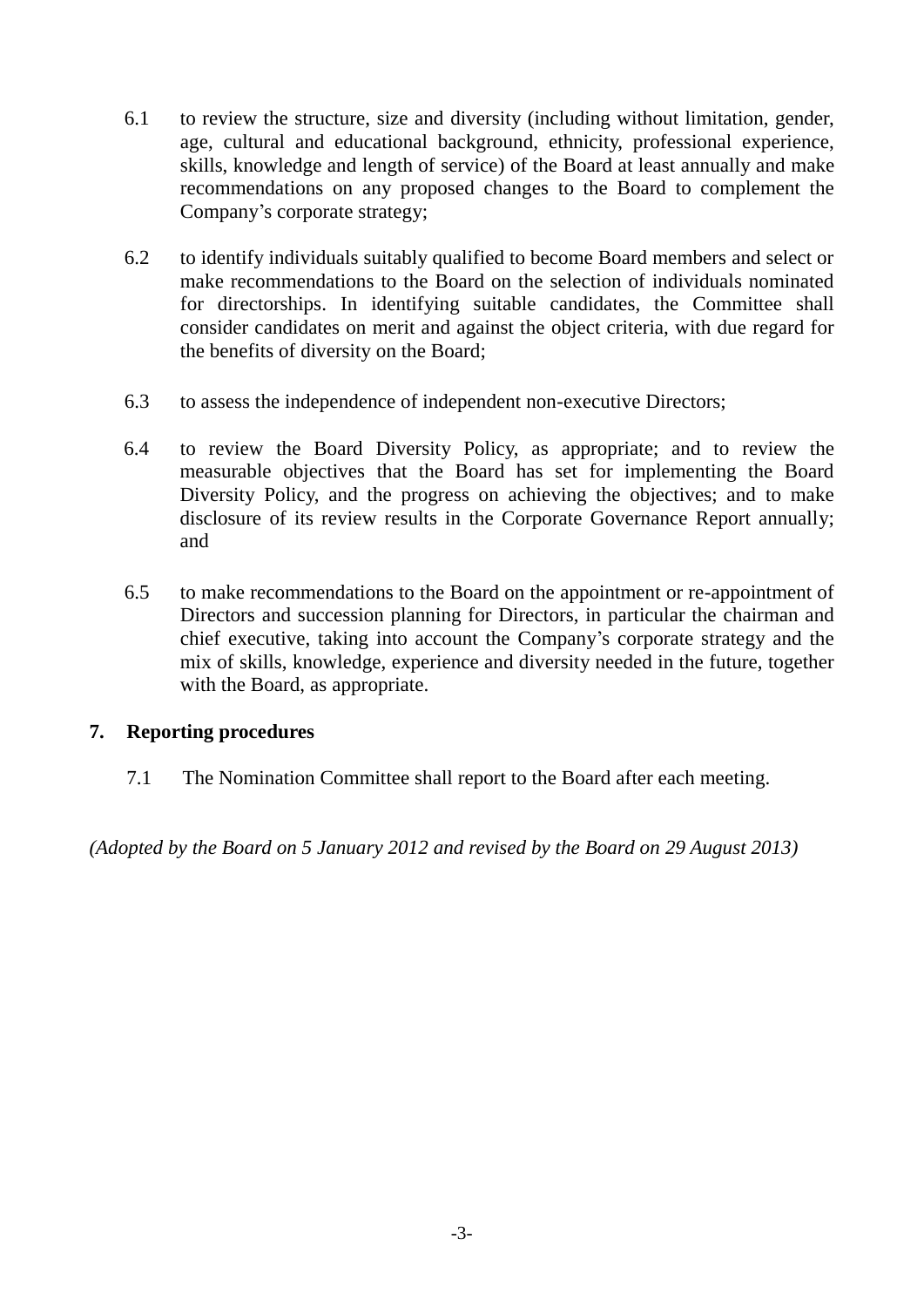6.1 to review the structure, size and diversity (including without limitation, gender, age, cultural and educational background, ethnicity, professional experience, skills, knowledge and length of service) of the Board at least annually and make recommendations on any proposed changes to the Board to complement the Company's corporate strategy;

6.2 to identify individuals suitably qualified to become Board members and select or make recommendations to the Board on the selection of individuals nominated for directorships. In identifying suitable candidates, the Committee shall consider candidates on merit and against the object criteria, with due regard for the benefits of diversity on the Board;

6.3 to assess the independence of independent non-executive Directors;

6.4 to review the Board Diversity Policy, as appropriate; and to review the measurable objectives that the Board has set for implementing the Board Diversity Policy, and the progress on achieving the objectives; and to make disclosure of its review results in the Corporate Governance Report annually; and

6.5 to make recommendations to the Board on the appointment or re-appointment of Directors and succession planning for Directors, in particular the chairman and chief executive, taking into account the Company's corporate strategy and the mix of skills, knowledge, experience and diversity needed in the future, together with the Board, as appropriate.

**7. Reporting procedures**

7.1 The Nomination Committee shall report to the Board after each meeting.

*(Adopted by the Board on 5 January 2012 and revised by the Board on 29 August 2013)*